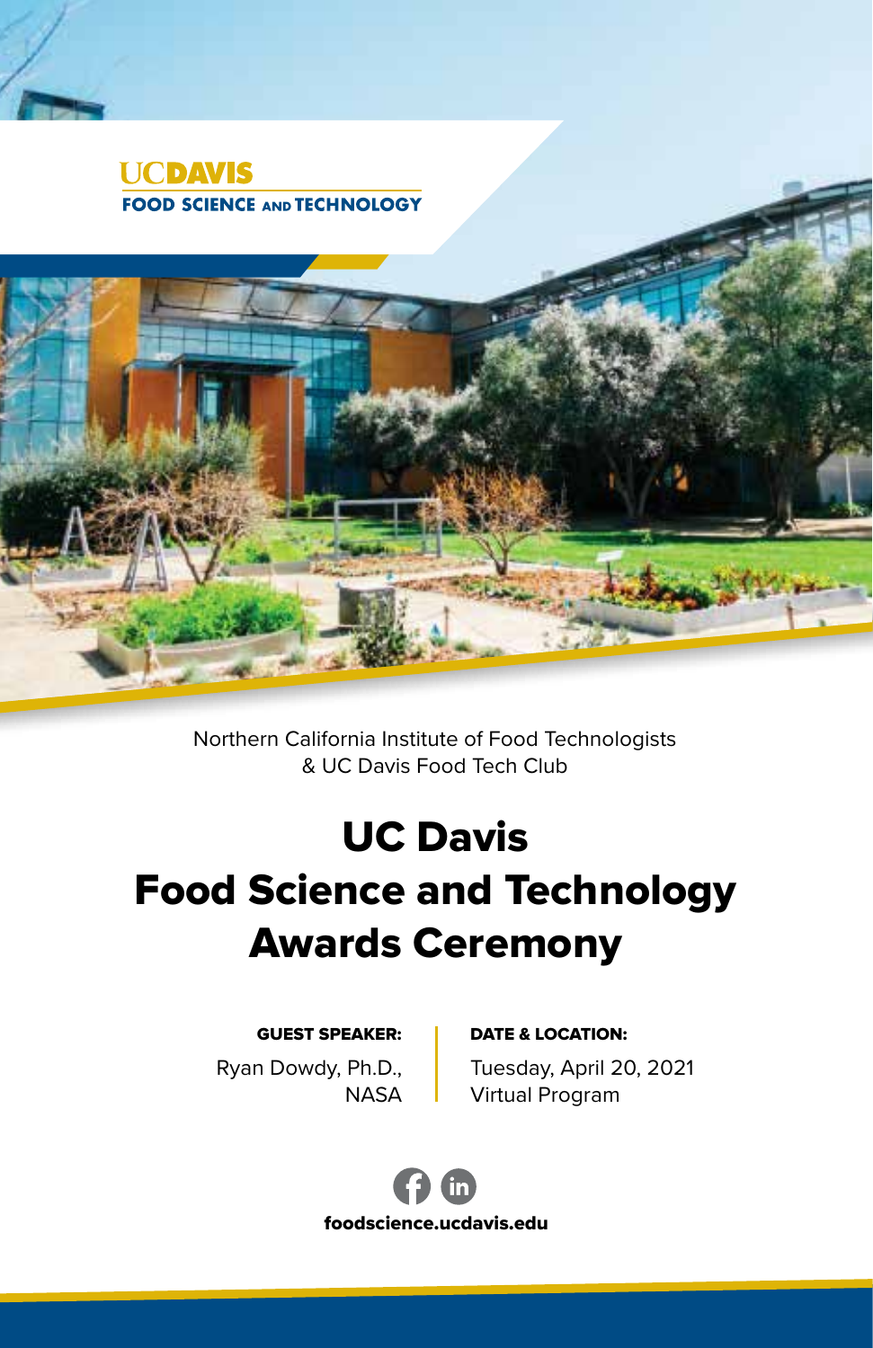UC DAVIS
FOOD SCIENCE AND TECHNOLOGY

Northern California Institute of Food Technologists
& UC Davis Food Tech Club

# UC Davis Food Science and Technology Awards Ceremony

**GUEST SPEAKER:**

Ryan Dowdy, Ph.D.,
NASA

**DATE & LOCATION:**

Tuesday, April 20, 2021
Virtual Program

**foodscience.ucdavis.edu**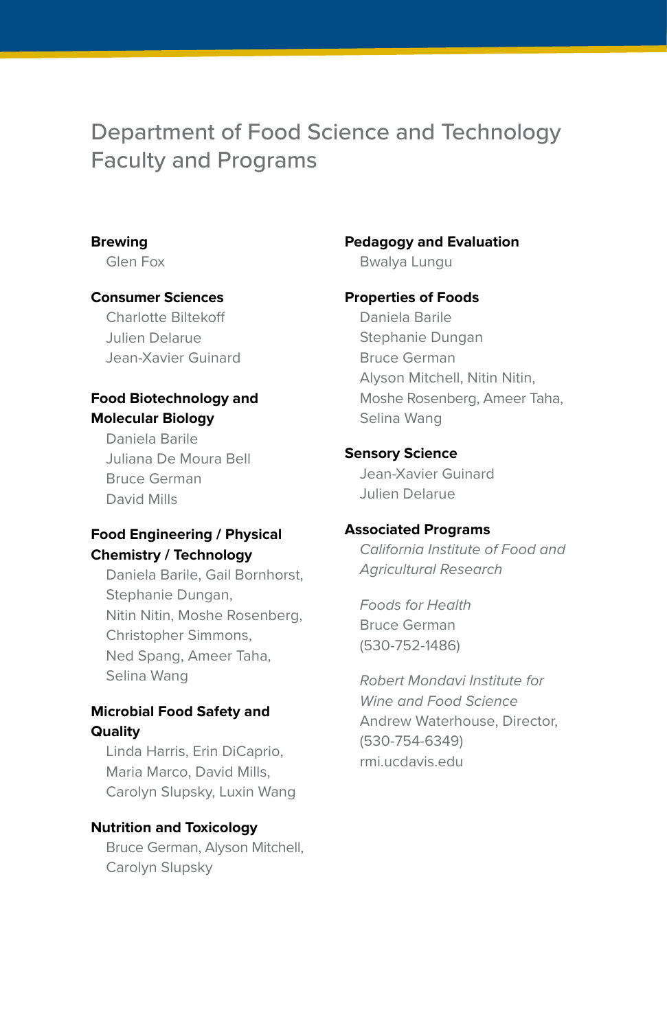# Department of Food Science and Technology Faculty and Programs

**Brewing**

Glen Fox

**Consumer Sciences**

Charlotte Biltekoff
Julien Delarue
Jean-Xavier Guinard

**Food Biotechnology and Molecular Biology**

Daniela Barile
Juliana De Moura Bell
Bruce German
David Mills

**Food Engineering / Physical Chemistry / Technology**

Daniela Barile, Gail Bornhorst, Stephanie Dungan, Nitin Nitin, Moshe Rosenberg, Christopher Simmons, Ned Spang, Ameer Taha, Selina Wang

**Microbial Food Safety and Quality**

Linda Harris, Erin DiCaprio, Maria Marco, David Mills, Carolyn Slupsky, Luxin Wang

**Nutrition and Toxicology**

Bruce German, Alyson Mitchell, Carolyn Slupsky

**Pedagogy and Evaluation**

Bwalya Lungu

**Properties of Foods**

Daniela Barile
Stephanie Dungan
Bruce German
Alyson Mitchell, Nitin Nitin, Moshe Rosenberg, Ameer Taha, Selina Wang

**Sensory Science**

Jean-Xavier Guinard
Julien Delarue

**Associated Programs**

*California Institute of Food and Agricultural Research*

*Foods for Health*
Bruce German
(530-752-1486)

*Robert Mondavi Institute for Wine and Food Science*
Andrew Waterhouse, Director,
(530-754-6349)
rmi.ucdavis.edu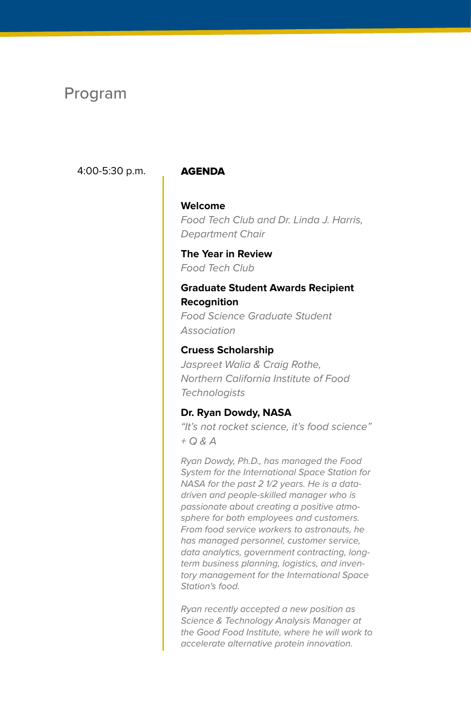# Program

4:00-5:30 p.m.

## AGENDA

**Welcome**
*Food Tech Club and Dr. Linda J. Harris, Department Chair*

**The Year in Review**
*Food Tech Club*

**Graduate Student Awards Recipient Recognition**
*Food Science Graduate Student Association*

**Cruess Scholarship**
*Jaspreet Walia & Craig Rothe, Northern California Institute of Food Technologists*

**Dr. Ryan Dowdy, NASA**
*"It's not rocket science, it's food science" + Q & A*

*Ryan Dowdy, Ph.D., has managed the Food System for the International Space Station for NASA for the past 2 1/2 years. He is a data-driven and people-skilled manager who is passionate about creating a positive atmosphere for both employees and customers. From food service workers to astronauts, he has managed personnel, customer service, data analytics, government contracting, long-term business planning, logistics, and inventory management for the International Space Station's food.*

*Ryan recently accepted a new position as Science & Technology Analysis Manager at the Good Food Institute, where he will work to accelerate alternative protein innovation.*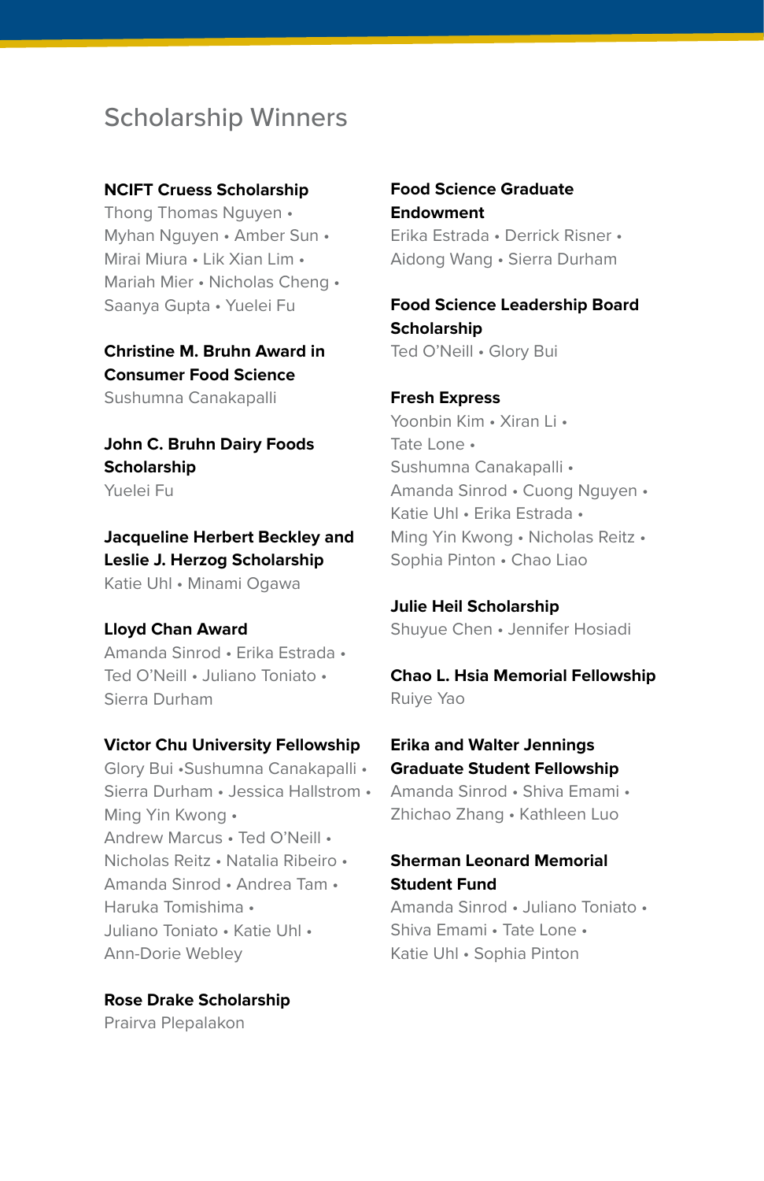# Scholarship Winners

**NCIFT Cruess Scholarship**
Thong Thomas Nguyen • Myhan Nguyen • Amber Sun • Mirai Miura • Lik Xian Lim • Mariah Mier • Nicholas Cheng • Saanya Gupta • Yuelei Fu

**Christine M. Bruhn Award in Consumer Food Science**
Sushumna Canakapalli

**John C. Bruhn Dairy Foods Scholarship**
Yuelei Fu

**Jacqueline Herbert Beckley and Leslie J. Herzog Scholarship**
Katie Uhl • Minami Ogawa

**Lloyd Chan Award**
Amanda Sinrod • Erika Estrada • Ted O'Neill • Juliano Toniato • Sierra Durham

**Victor Chu University Fellowship**
Glory Bui •Sushumna Canakapalli • Sierra Durham • Jessica Hallstrom • Ming Yin Kwong • Andrew Marcus • Ted O'Neill • Nicholas Reitz • Natalia Ribeiro • Amanda Sinrod • Andrea Tam • Haruka Tomishima • Juliano Toniato • Katie Uhl • Ann-Dorie Webley

**Rose Drake Scholarship**
Prairva Plepalakon

**Food Science Graduate Endowment**
Erika Estrada • Derrick Risner • Aidong Wang • Sierra Durham

**Food Science Leadership Board Scholarship**
Ted O'Neill • Glory Bui

**Fresh Express**
Yoonbin Kim • Xiran Li • Tate Lone • Sushumna Canakapalli • Amanda Sinrod • Cuong Nguyen • Katie Uhl • Erika Estrada • Ming Yin Kwong • Nicholas Reitz • Sophia Pinton • Chao Liao

**Julie Heil Scholarship**
Shuyue Chen • Jennifer Hosiadi

**Chao L. Hsia Memorial Fellowship**
Ruiye Yao

**Erika and Walter Jennings Graduate Student Fellowship**
Amanda Sinrod • Shiva Emami • Zhichao Zhang • Kathleen Luo

**Sherman Leonard Memorial Student Fund**
Amanda Sinrod • Juliano Toniato • Shiva Emami • Tate Lone • Katie Uhl • Sophia Pinton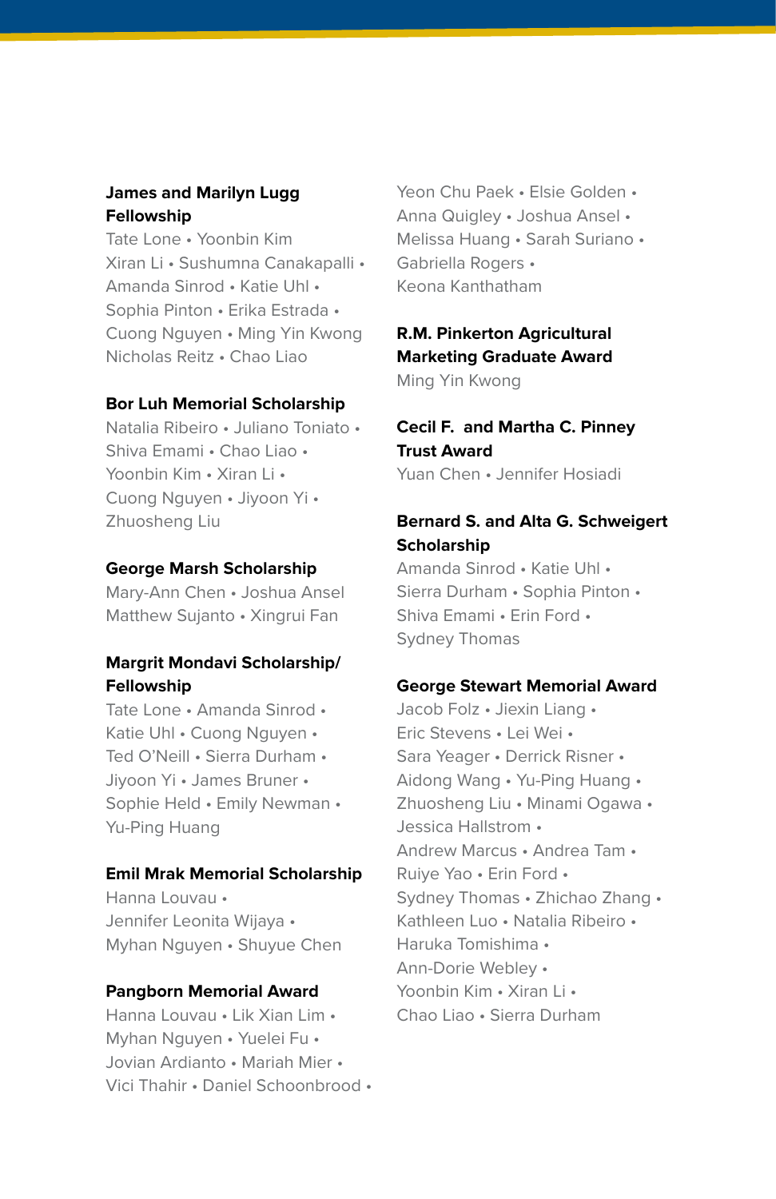**James and Marilyn Lugg Fellowship**
Tate Lone • Yoonbin Kim
Xiran Li • Sushumna Canakapalli •
Amanda Sinrod • Katie Uhl •
Sophia Pinton • Erika Estrada •
Cuong Nguyen • Ming Yin Kwong
Nicholas Reitz • Chao Liao

**Bor Luh Memorial Scholarship**
Natalia Ribeiro • Juliano Toniato •
Shiva Emami • Chao Liao •
Yoonbin Kim • Xiran Li •
Cuong Nguyen • Jiyoon Yi •
Zhuosheng Liu

**George Marsh Scholarship**
Mary-Ann Chen • Joshua Ansel
Matthew Sujanto • Xingrui Fan

**Margrit Mondavi Scholarship/ Fellowship**
Tate Lone • Amanda Sinrod •
Katie Uhl • Cuong Nguyen •
Ted O'Neill • Sierra Durham •
Jiyoon Yi • James Bruner •
Sophie Held • Emily Newman •
Yu-Ping Huang

**Emil Mrak Memorial Scholarship**
Hanna Louvau •
Jennifer Leonita Wijaya •
Myhan Nguyen • Shuyue Chen

**Pangborn Memorial Award**
Hanna Louvau • Lik Xian Lim •
Myhan Nguyen • Yuelei Fu •
Jovian Ardianto • Mariah Mier •
Vici Thahir • Daniel Schoonbrood •
Yeon Chu Paek • Elsie Golden •
Anna Quigley • Joshua Ansel •
Melissa Huang • Sarah Suriano •
Gabriella Rogers •
Keona Kanthatham

**R.M. Pinkerton Agricultural Marketing Graduate Award**
Ming Yin Kwong

**Cecil F. and Martha C. Pinney Trust Award**
Yuan Chen • Jennifer Hosiadi

**Bernard S. and Alta G. Schweigert Scholarship**
Amanda Sinrod • Katie Uhl •
Sierra Durham • Sophia Pinton •
Shiva Emami • Erin Ford •
Sydney Thomas

**George Stewart Memorial Award**
Jacob Folz • Jiexin Liang •
Eric Stevens • Lei Wei •
Sara Yeager • Derrick Risner •
Aidong Wang • Yu-Ping Huang •
Zhuosheng Liu • Minami Ogawa •
Jessica Hallstrom •
Andrew Marcus • Andrea Tam •
Ruiye Yao • Erin Ford •
Sydney Thomas • Zhichao Zhang •
Kathleen Luo • Natalia Ribeiro •
Haruka Tomishima •
Ann-Dorie Webley •
Yoonbin Kim • Xiran Li •
Chao Liao • Sierra Durham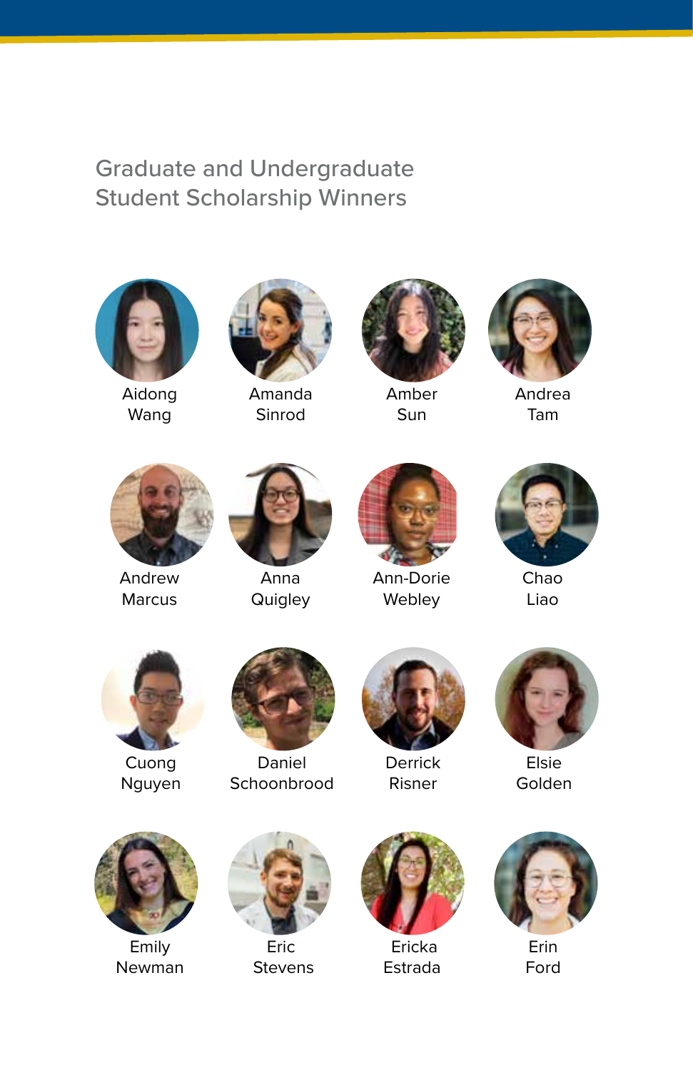## Graduate and Undergraduate Student Scholarship Winners

Aidong Wang

Amanda Sinrod

Amber Sun

Andrea Tam

Andrew Marcus

Anna Quigley

Ann-Dorie Webley

Chao Liao

Cuong Nguyen

Daniel Schoonbrood

Derrick Risner

Elsie Golden

Emily Newman

Eric Stevens

Ericka Estrada

Erin Ford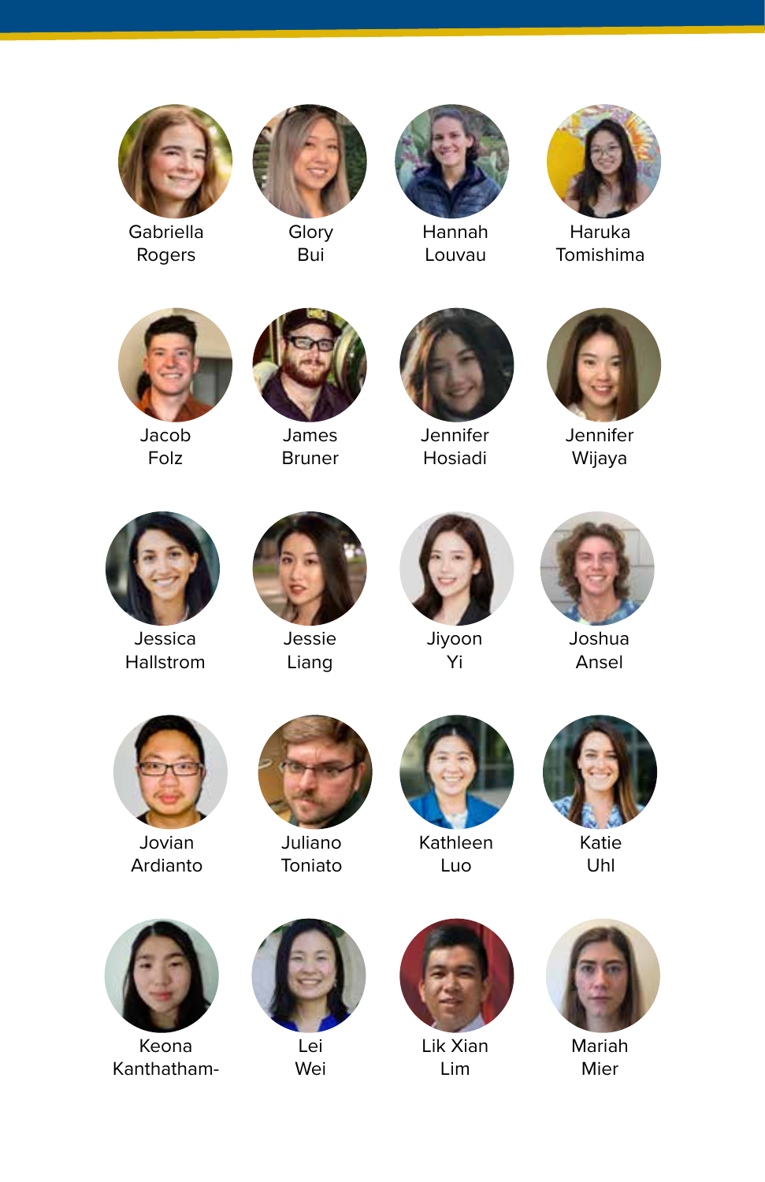Gabriella Rogers

Glory Bui

Hannah Louvau

Haruka Tomishima

Jacob Folz

James Bruner

Jennifer Hosiadi

Jennifer Wijaya

Jessica Hallstrom

Jessie Liang

Jiyoon Yi

Joshua Ansel

Jovian Ardianto

Juliano Toniato

Kathleen Luo

Katie Uhl

Keona Kanthatham-

Lei Wei

Lik Xian Lim

Mariah Mier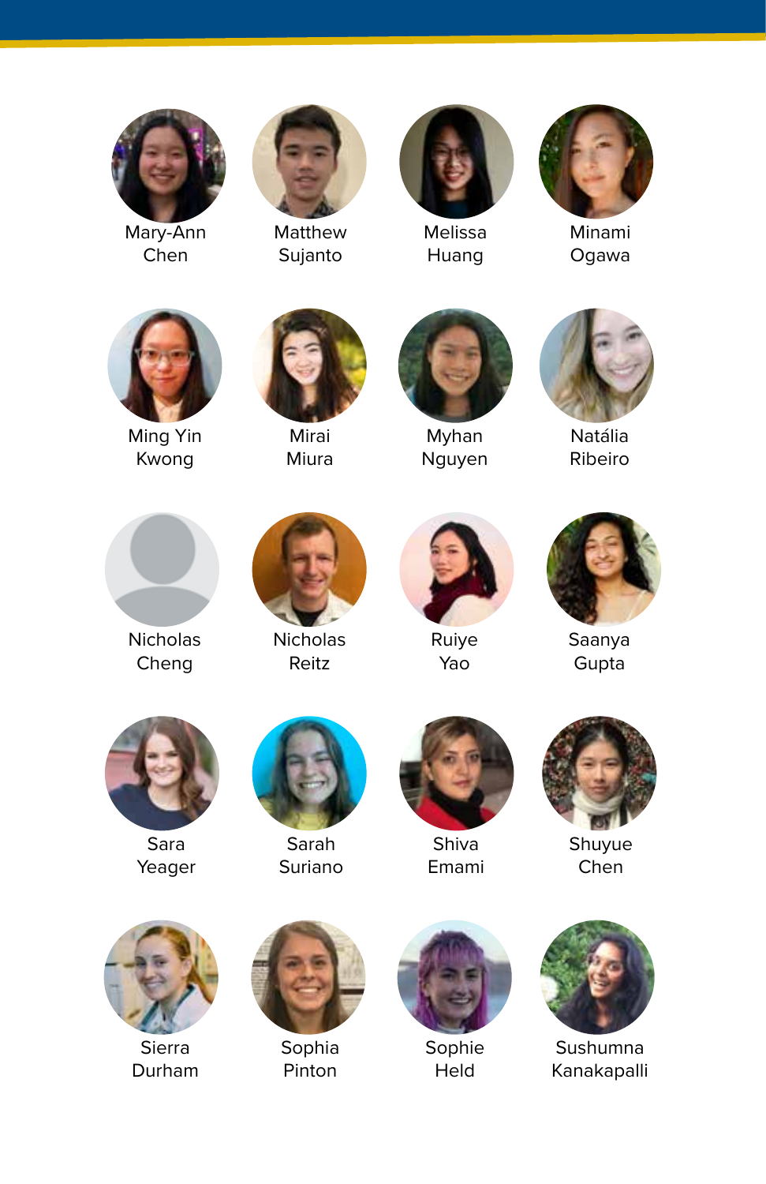Mary-Ann Chen

Matthew Sujanto

Melissa Huang

Minami Ogawa

Ming Yin Kwong

Mirai Miura

Myhan Nguyen

Natália Ribeiro

Nicholas Cheng

Nicholas Reitz

Ruiye Yao

Saanya Gupta

Sara Yeager

Sarah Suriano

Shiva Emami

Shuyue Chen

Sierra Durham

Sophia Pinton

Sophie Held

Sushumna Kanakapalli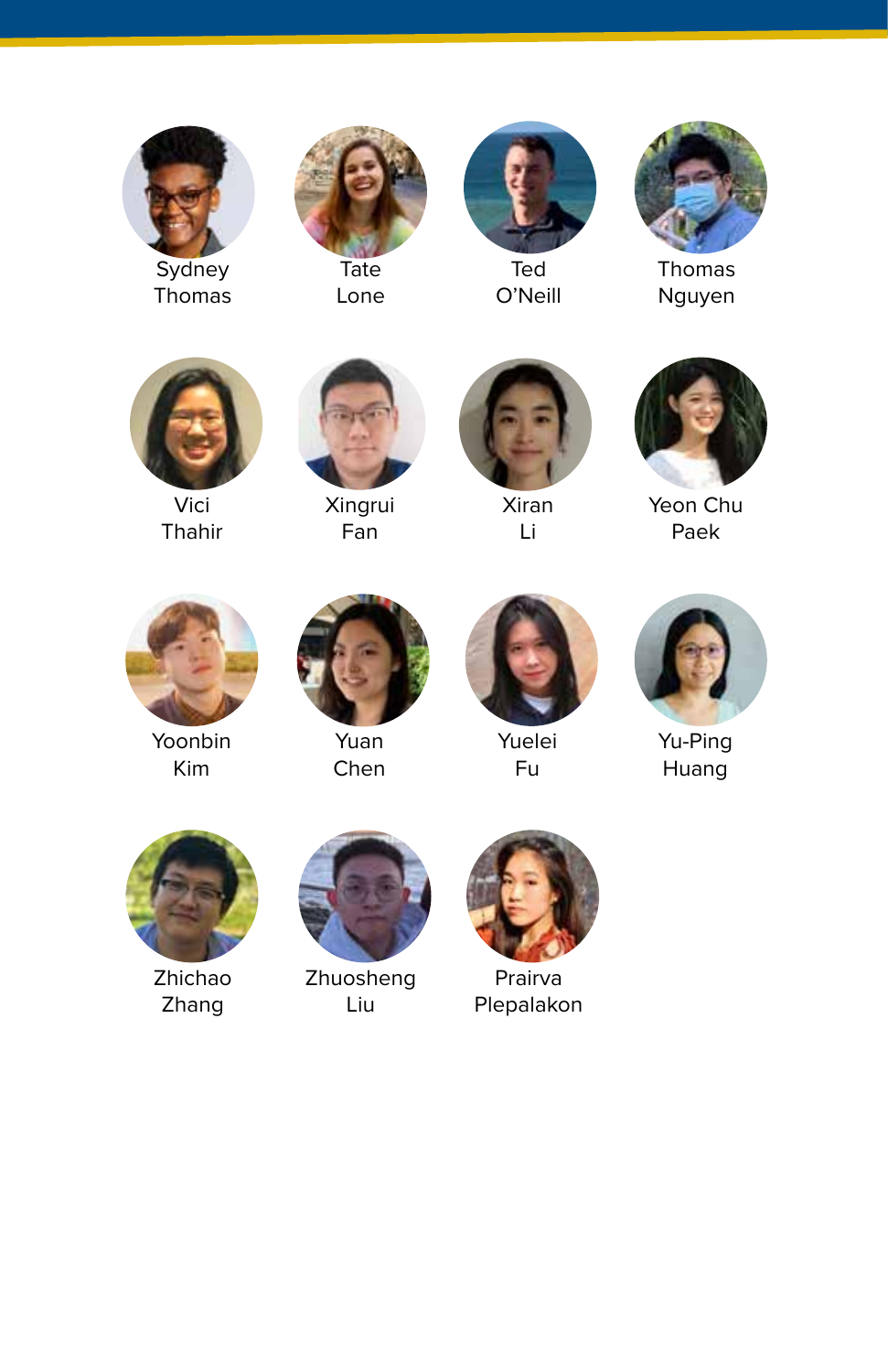Sydney Thomas

Tate Lone

Ted O'Neill

Thomas Nguyen

Vici Thahir

Xingrui Fan

Xiran Li

Yeon Chu Paek

Yoonbin Kim

Yuan Chen

Yuelei Fu

Yu-Ping Huang

Zhichao Zhang

Zhuosheng Liu

Prairva Plepalakon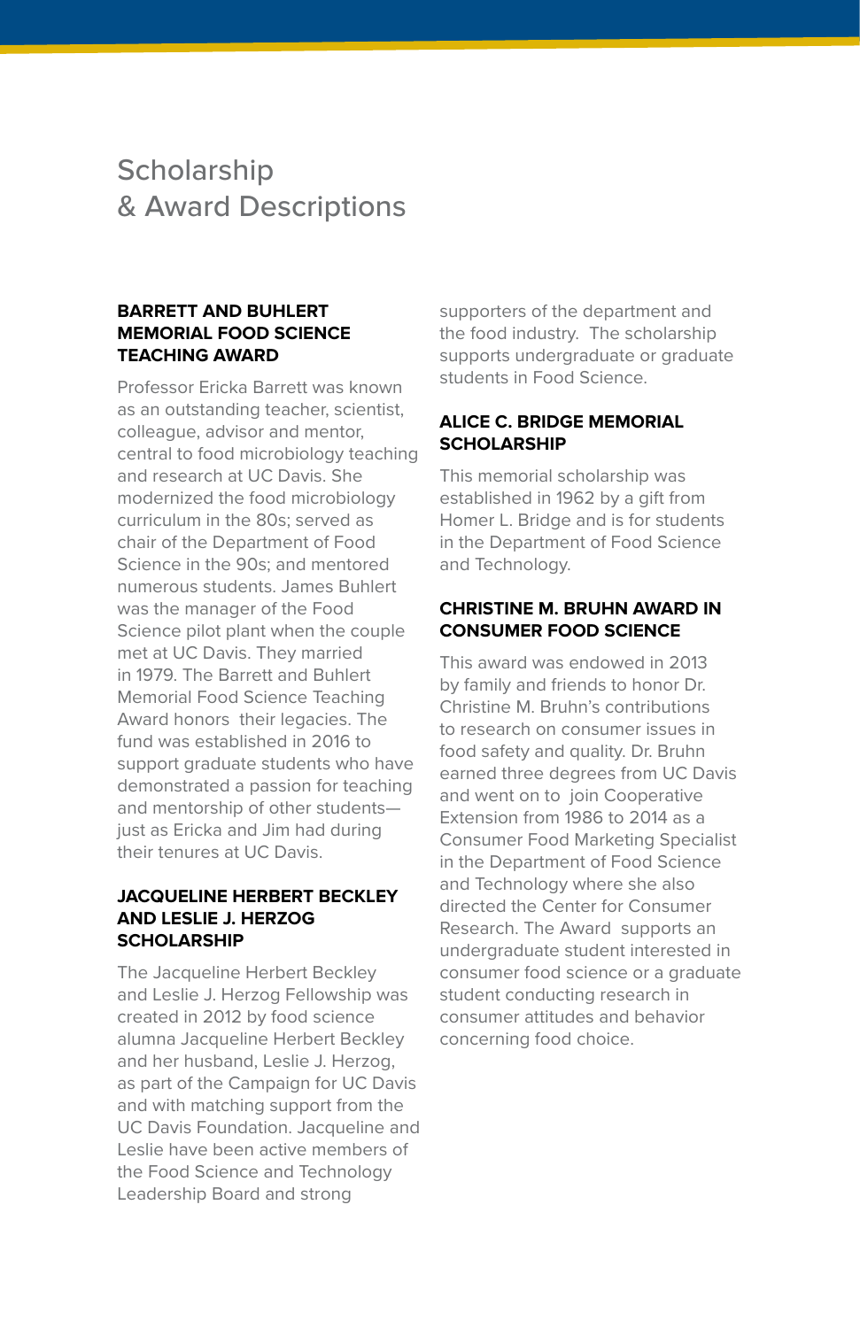# Scholarship & Award Descriptions

### BARRETT AND BUHLERT MEMORIAL FOOD SCIENCE TEACHING AWARD

Professor Ericka Barrett was known as an outstanding teacher, scientist, colleague, advisor and mentor, central to food microbiology teaching and research at UC Davis. She modernized the food microbiology curriculum in the 80s; served as chair of the Department of Food Science in the 90s; and mentored numerous students. James Buhlert was the manager of the Food Science pilot plant when the couple met at UC Davis. They married in 1979. The Barrett and Buhlert Memorial Food Science Teaching Award honors their legacies. The fund was established in 2016 to support graduate students who have demonstrated a passion for teaching and mentorship of other students—just as Ericka and Jim had during their tenures at UC Davis.

### JACQUELINE HERBERT BECKLEY AND LESLIE J. HERZOG SCHOLARSHIP

The Jacqueline Herbert Beckley and Leslie J. Herzog Fellowship was created in 2012 by food science alumna Jacqueline Herbert Beckley and her husband, Leslie J. Herzog, as part of the Campaign for UC Davis and with matching support from the UC Davis Foundation. Jacqueline and Leslie have been active members of the Food Science and Technology Leadership Board and strong supporters of the department and the food industry. The scholarship supports undergraduate or graduate students in Food Science.

### ALICE C. BRIDGE MEMORIAL SCHOLARSHIP

This memorial scholarship was established in 1962 by a gift from Homer L. Bridge and is for students in the Department of Food Science and Technology.

### CHRISTINE M. BRUHN AWARD IN CONSUMER FOOD SCIENCE

This award was endowed in 2013 by family and friends to honor Dr. Christine M. Bruhn's contributions to research on consumer issues in food safety and quality. Dr. Bruhn earned three degrees from UC Davis and went on to join Cooperative Extension from 1986 to 2014 as a Consumer Food Marketing Specialist in the Department of Food Science and Technology where she also directed the Center for Consumer Research. The Award supports an undergraduate student interested in consumer food science or a graduate student conducting research in consumer attitudes and behavior concerning food choice.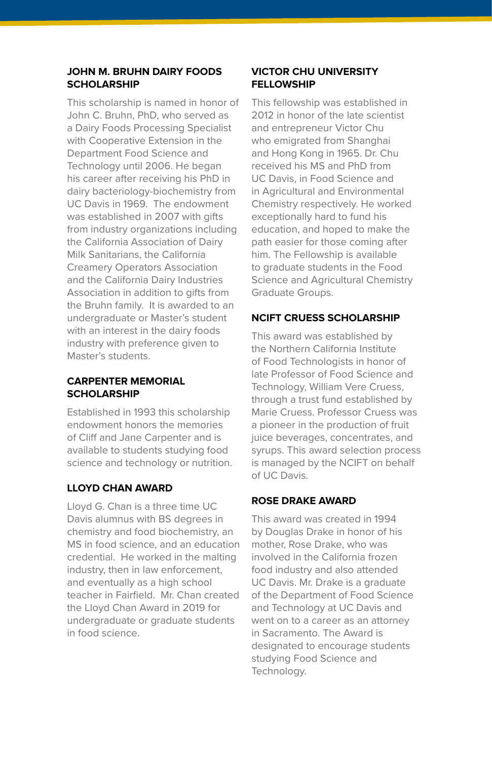### JOHN M. BRUHN DAIRY FOODS SCHOLARSHIP

This scholarship is named in honor of John C. Bruhn, PhD, who served as a Dairy Foods Processing Specialist with Cooperative Extension in the Department Food Science and Technology until 2006. He began his career after receiving his PhD in dairy bacteriology-biochemistry from UC Davis in 1969. The endowment was established in 2007 with gifts from industry organizations including the California Association of Dairy Milk Sanitarians, the California Creamery Operators Association and the California Dairy Industries Association in addition to gifts from the Bruhn family. It is awarded to an undergraduate or Master's student with an interest in the dairy foods industry with preference given to Master's students.

### CARPENTER MEMORIAL SCHOLARSHIP

Established in 1993 this scholarship endowment honors the memories of Cliff and Jane Carpenter and is available to students studying food science and technology or nutrition.

### LLOYD CHAN AWARD

Lloyd G. Chan is a three time UC Davis alumnus with BS degrees in chemistry and food biochemistry, an MS in food science, and an education credential. He worked in the malting industry, then in law enforcement, and eventually as a high school teacher in Fairfield. Mr. Chan created the Lloyd Chan Award in 2019 for undergraduate or graduate students in food science.

### VICTOR CHU UNIVERSITY FELLOWSHIP

This fellowship was established in 2012 in honor of the late scientist and entrepreneur Victor Chu who emigrated from Shanghai and Hong Kong in 1965. Dr. Chu received his MS and PhD from UC Davis, in Food Science and in Agricultural and Environmental Chemistry respectively. He worked exceptionally hard to fund his education, and hoped to make the path easier for those coming after him. The Fellowship is available to graduate students in the Food Science and Agricultural Chemistry Graduate Groups.

### NCIFT CRUESS SCHOLARSHIP

This award was established by the Northern California Institute of Food Technologists in honor of late Professor of Food Science and Technology, William Vere Cruess, through a trust fund established by Marie Cruess. Professor Cruess was a pioneer in the production of fruit juice beverages, concentrates, and syrups. This award selection process is managed by the NCIFT on behalf of UC Davis.

### ROSE DRAKE AWARD

This award was created in 1994 by Douglas Drake in honor of his mother, Rose Drake, who was involved in the California frozen food industry and also attended UC Davis. Mr. Drake is a graduate of the Department of Food Science and Technology at UC Davis and went on to a career as an attorney in Sacramento. The Award is designated to encourage students studying Food Science and Technology.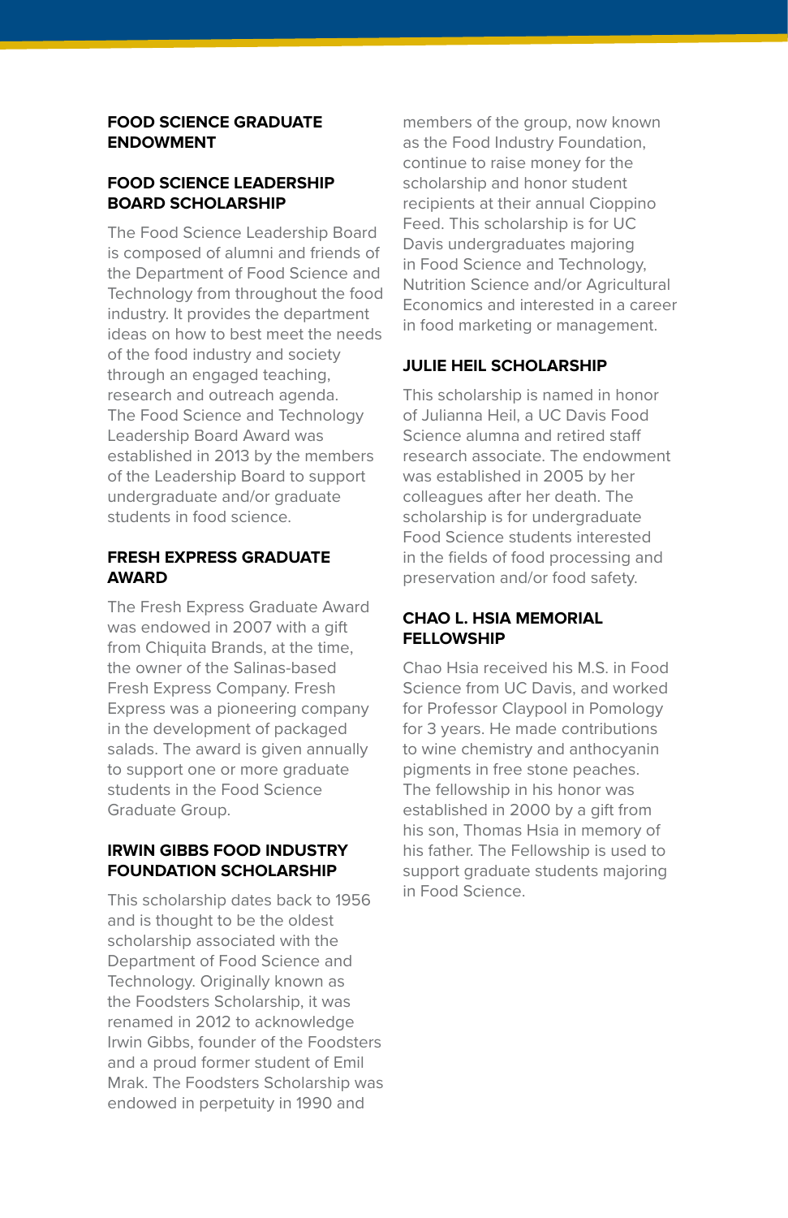### FOOD SCIENCE GRADUATE ENDOWMENT

### FOOD SCIENCE LEADERSHIP BOARD SCHOLARSHIP

The Food Science Leadership Board is composed of alumni and friends of the Department of Food Science and Technology from throughout the food industry. It provides the department ideas on how to best meet the needs of the food industry and society through an engaged teaching, research and outreach agenda. The Food Science and Technology Leadership Board Award was established in 2013 by the members of the Leadership Board to support undergraduate and/or graduate students in food science.

### FRESH EXPRESS GRADUATE AWARD

The Fresh Express Graduate Award was endowed in 2007 with a gift from Chiquita Brands, at the time, the owner of the Salinas-based Fresh Express Company. Fresh Express was a pioneering company in the development of packaged salads. The award is given annually to support one or more graduate students in the Food Science Graduate Group.

### IRWIN GIBBS FOOD INDUSTRY FOUNDATION SCHOLARSHIP

This scholarship dates back to 1956 and is thought to be the oldest scholarship associated with the Department of Food Science and Technology. Originally known as the Foodsters Scholarship, it was renamed in 2012 to acknowledge Irwin Gibbs, founder of the Foodsters and a proud former student of Emil Mrak. The Foodsters Scholarship was endowed in perpetuity in 1990 and members of the group, now known as the Food Industry Foundation, continue to raise money for the scholarship and honor student recipients at their annual Cioppino Feed. This scholarship is for UC Davis undergraduates majoring in Food Science and Technology, Nutrition Science and/or Agricultural Economics and interested in a career in food marketing or management.

### JULIE HEIL SCHOLARSHIP

This scholarship is named in honor of Julianna Heil, a UC Davis Food Science alumna and retired staff research associate. The endowment was established in 2005 by her colleagues after her death. The scholarship is for undergraduate Food Science students interested in the fields of food processing and preservation and/or food safety.

### CHAO L. HSIA MEMORIAL FELLOWSHIP

Chao Hsia received his M.S. in Food Science from UC Davis, and worked for Professor Claypool in Pomology for 3 years. He made contributions to wine chemistry and anthocyanin pigments in free stone peaches. The fellowship in his honor was established in 2000 by a gift from his son, Thomas Hsia in memory of his father. The Fellowship is used to support graduate students majoring in Food Science.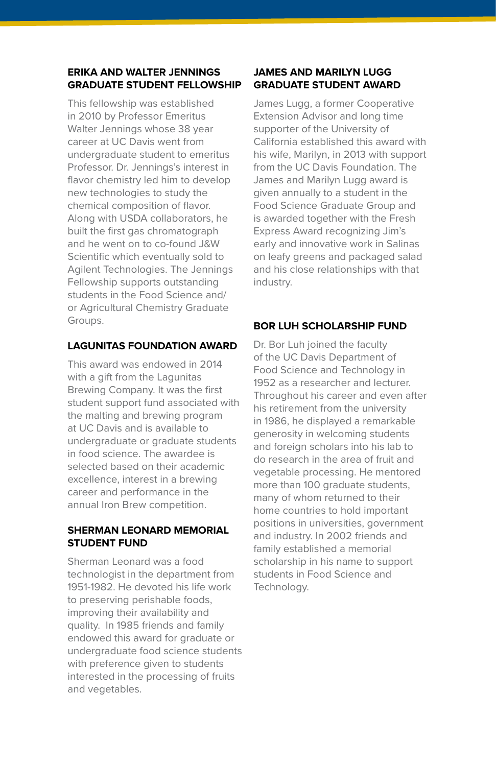## ERIKA AND WALTER JENNINGS GRADUATE STUDENT FELLOWSHIP

This fellowship was established in 2010 by Professor Emeritus Walter Jennings whose 38 year career at UC Davis went from undergraduate student to emeritus Professor. Dr. Jennings's interest in flavor chemistry led him to develop new technologies to study the chemical composition of flavor. Along with USDA collaborators, he built the first gas chromatograph and he went on to co-found J&W Scientific which eventually sold to Agilent Technologies. The Jennings Fellowship supports outstanding students in the Food Science and/or Agricultural Chemistry Graduate Groups.

## LAGUNITAS FOUNDATION AWARD

This award was endowed in 2014 with a gift from the Lagunitas Brewing Company. It was the first student support fund associated with the malting and brewing program at UC Davis and is available to undergraduate or graduate students in food science. The awardee is selected based on their academic excellence, interest in a brewing career and performance in the annual Iron Brew competition.

## SHERMAN LEONARD MEMORIAL STUDENT FUND

Sherman Leonard was a food technologist in the department from 1951-1982. He devoted his life work to preserving perishable foods, improving their availability and quality. In 1985 friends and family endowed this award for graduate or undergraduate food science students with preference given to students interested in the processing of fruits and vegetables.

## JAMES AND MARILYN LUGG GRADUATE STUDENT AWARD

James Lugg, a former Cooperative Extension Advisor and long time supporter of the University of California established this award with his wife, Marilyn, in 2013 with support from the UC Davis Foundation. The James and Marilyn Lugg award is given annually to a student in the Food Science Graduate Group and is awarded together with the Fresh Express Award recognizing Jim's early and innovative work in Salinas on leafy greens and packaged salad and his close relationships with that industry.

## BOR LUH SCHOLARSHIP FUND

Dr. Bor Luh joined the faculty of the UC Davis Department of Food Science and Technology in 1952 as a researcher and lecturer. Throughout his career and even after his retirement from the university in 1986, he displayed a remarkable generosity in welcoming students and foreign scholars into his lab to do research in the area of fruit and vegetable processing. He mentored more than 100 graduate students, many of whom returned to their home countries to hold important positions in universities, government and industry. In 2002 friends and family established a memorial scholarship in his name to support students in Food Science and Technology.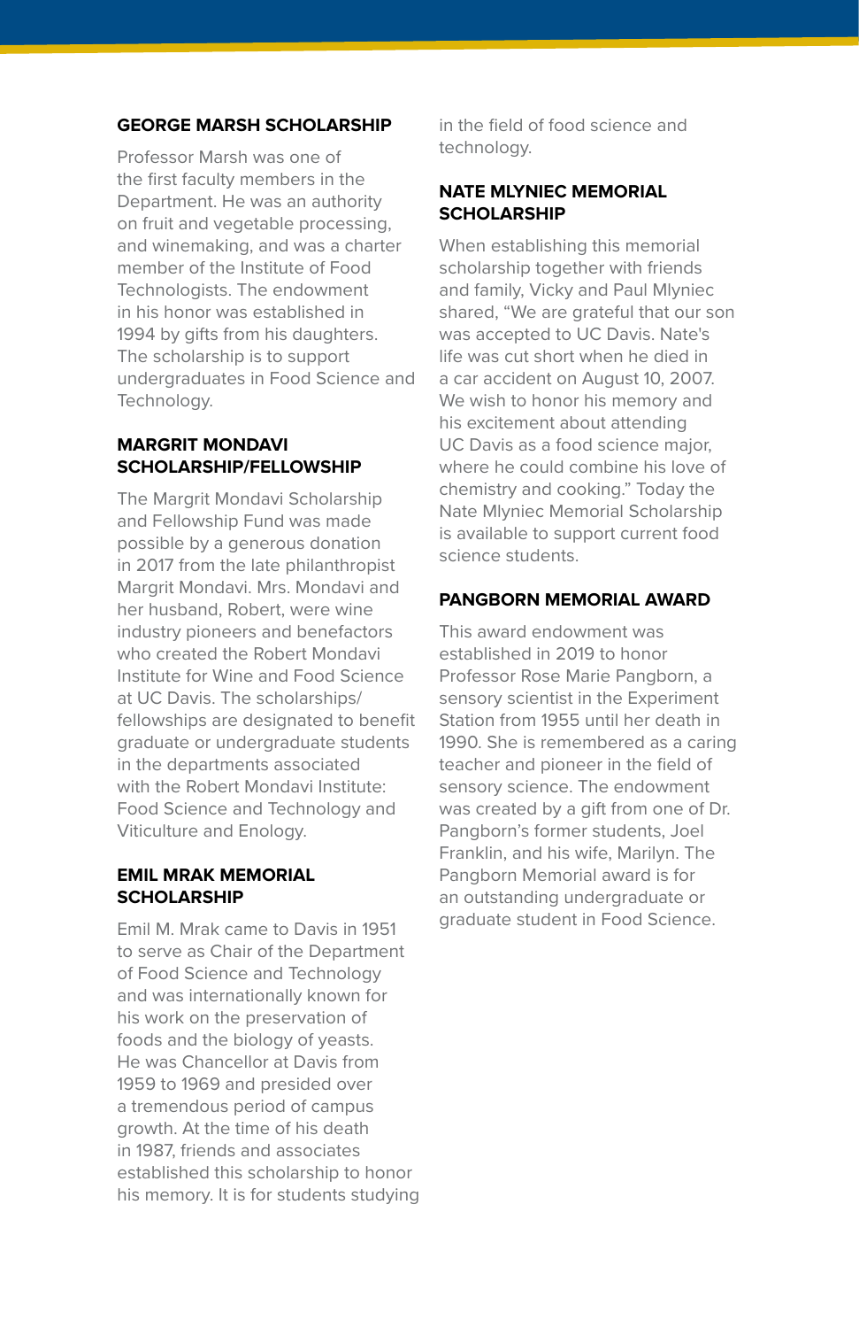## GEORGE MARSH SCHOLARSHIP

Professor Marsh was one of the first faculty members in the Department. He was an authority on fruit and vegetable processing, and winemaking, and was a charter member of the Institute of Food Technologists. The endowment in his honor was established in 1994 by gifts from his daughters. The scholarship is to support undergraduates in Food Science and Technology.

## MARGRIT MONDAVI SCHOLARSHIP/FELLOWSHIP

The Margrit Mondavi Scholarship and Fellowship Fund was made possible by a generous donation in 2017 from the late philanthropist Margrit Mondavi. Mrs. Mondavi and her husband, Robert, were wine industry pioneers and benefactors who created the Robert Mondavi Institute for Wine and Food Science at UC Davis. The scholarships/fellowships are designated to benefit graduate or undergraduate students in the departments associated with the Robert Mondavi Institute: Food Science and Technology and Viticulture and Enology.

## EMIL MRAK MEMORIAL SCHOLARSHIP

Emil M. Mrak came to Davis in 1951 to serve as Chair of the Department of Food Science and Technology and was internationally known for his work on the preservation of foods and the biology of yeasts. He was Chancellor at Davis from 1959 to 1969 and presided over a tremendous period of campus growth. At the time of his death in 1987, friends and associates established this scholarship to honor his memory. It is for students studying in the field of food science and technology.

## NATE MLYNIEC MEMORIAL SCHOLARSHIP

When establishing this memorial scholarship together with friends and family, Vicky and Paul Mlyniec shared, "We are grateful that our son was accepted to UC Davis. Nate's life was cut short when he died in a car accident on August 10, 2007. We wish to honor his memory and his excitement about attending UC Davis as a food science major, where he could combine his love of chemistry and cooking." Today the Nate Mlyniec Memorial Scholarship is available to support current food science students.

## PANGBORN MEMORIAL AWARD

This award endowment was established in 2019 to honor Professor Rose Marie Pangborn, a sensory scientist in the Experiment Station from 1955 until her death in 1990. She is remembered as a caring teacher and pioneer in the field of sensory science. The endowment was created by a gift from one of Dr. Pangborn's former students, Joel Franklin, and his wife, Marilyn. The Pangborn Memorial award is for an outstanding undergraduate or graduate student in Food Science.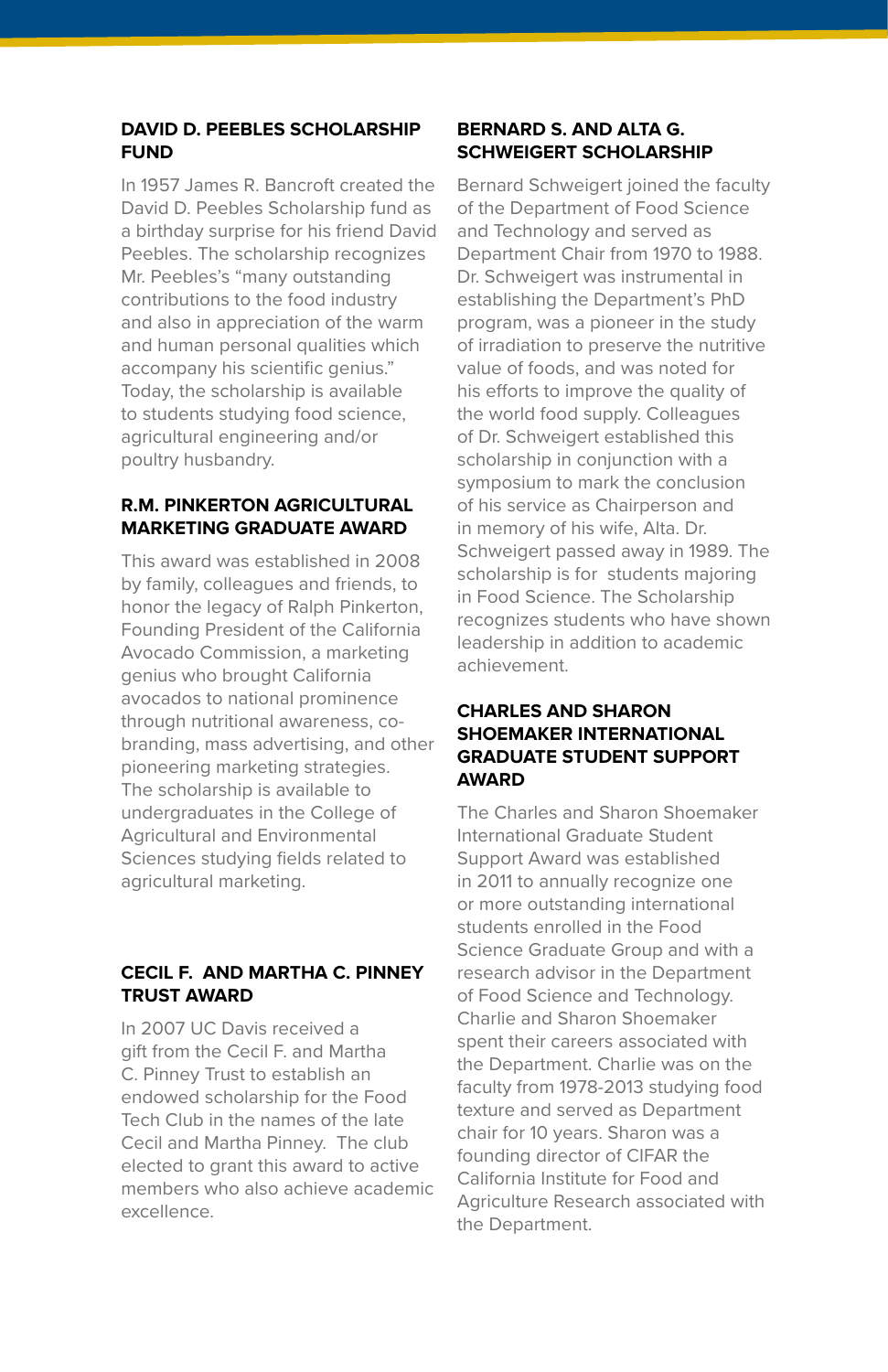### DAVID D. PEEBLES SCHOLARSHIP FUND

In 1957 James R. Bancroft created the David D. Peebles Scholarship fund as a birthday surprise for his friend David Peebles. The scholarship recognizes Mr. Peebles's "many outstanding contributions to the food industry and also in appreciation of the warm and human personal qualities which accompany his scientific genius." Today, the scholarship is available to students studying food science, agricultural engineering and/or poultry husbandry.

### R.M. PINKERTON AGRICULTURAL MARKETING GRADUATE AWARD

This award was established in 2008 by family, colleagues and friends, to honor the legacy of Ralph Pinkerton, Founding President of the California Avocado Commission, a marketing genius who brought California avocados to national prominence through nutritional awareness, co-branding, mass advertising, and other pioneering marketing strategies. The scholarship is available to undergraduates in the College of Agricultural and Environmental Sciences studying fields related to agricultural marketing.

### CECIL F. AND MARTHA C. PINNEY TRUST AWARD

In 2007 UC Davis received a gift from the Cecil F. and Martha C. Pinney Trust to establish an endowed scholarship for the Food Tech Club in the names of the late Cecil and Martha Pinney. The club elected to grant this award to active members who also achieve academic excellence.

### BERNARD S. AND ALTA G. SCHWEIGERT SCHOLARSHIP

Bernard Schweigert joined the faculty of the Department of Food Science and Technology and served as Department Chair from 1970 to 1988. Dr. Schweigert was instrumental in establishing the Department's PhD program, was a pioneer in the study of irradiation to preserve the nutritive value of foods, and was noted for his efforts to improve the quality of the world food supply. Colleagues of Dr. Schweigert established this scholarship in conjunction with a symposium to mark the conclusion of his service as Chairperson and in memory of his wife, Alta. Dr. Schweigert passed away in 1989. The scholarship is for students majoring in Food Science. The Scholarship recognizes students who have shown leadership in addition to academic achievement.

### CHARLES AND SHARON SHOEMAKER INTERNATIONAL GRADUATE STUDENT SUPPORT AWARD

The Charles and Sharon Shoemaker International Graduate Student Support Award was established in 2011 to annually recognize one or more outstanding international students enrolled in the Food Science Graduate Group and with a research advisor in the Department of Food Science and Technology. Charlie and Sharon Shoemaker spent their careers associated with the Department. Charlie was on the faculty from 1978-2013 studying food texture and served as Department chair for 10 years. Sharon was a founding director of CIFAR the California Institute for Food and Agriculture Research associated with the Department.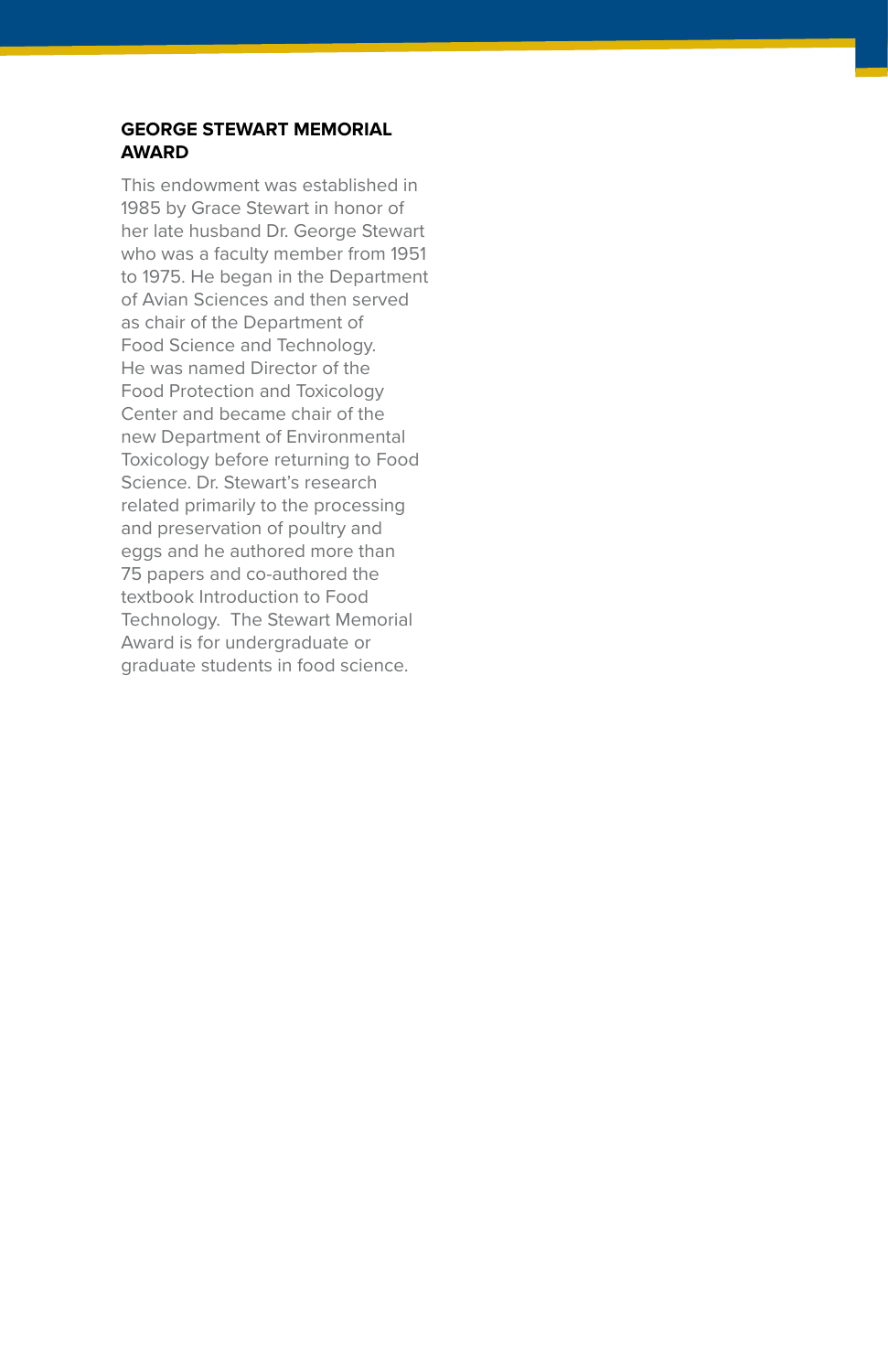## GEORGE STEWART MEMORIAL AWARD

This endowment was established in 1985 by Grace Stewart in honor of her late husband Dr. George Stewart who was a faculty member from 1951 to 1975. He began in the Department of Avian Sciences and then served as chair of the Department of Food Science and Technology. He was named Director of the Food Protection and Toxicology Center and became chair of the new Department of Environmental Toxicology before returning to Food Science. Dr. Stewart's research related primarily to the processing and preservation of poultry and eggs and he authored more than 75 papers and co-authored the textbook Introduction to Food Technology. The Stewart Memorial Award is for undergraduate or graduate students in food science.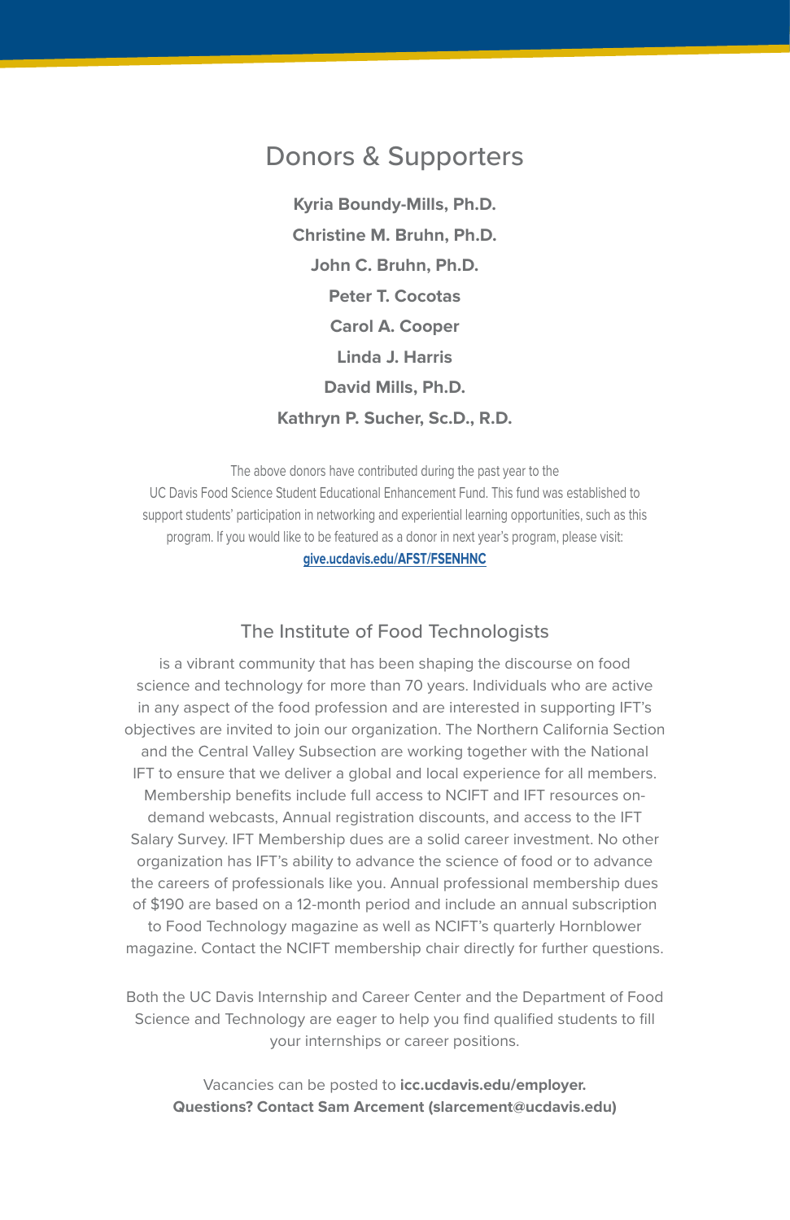## Donors & Supporters

**Kyria Boundy-Mills, Ph.D.**

**Christine M. Bruhn, Ph.D.**

**John C. Bruhn, Ph.D.**

**Peter T. Cocotas**

**Carol A. Cooper**

**Linda J. Harris**

**David Mills, Ph.D.**

**Kathryn P. Sucher, Sc.D., R.D.**

The above donors have contributed during the past year to the UC Davis Food Science Student Educational Enhancement Fund. This fund was established to support students' participation in networking and experiential learning opportunities, such as this program. If you would like to be featured as a donor in next year's program, please visit: **give.ucdavis.edu/AFST/FSENHNC**

## The Institute of Food Technologists

is a vibrant community that has been shaping the discourse on food science and technology for more than 70 years. Individuals who are active in any aspect of the food profession and are interested in supporting IFT's objectives are invited to join our organization. The Northern California Section and the Central Valley Subsection are working together with the National IFT to ensure that we deliver a global and local experience for all members. Membership benefits include full access to NCIFT and IFT resources on-demand webcasts, Annual registration discounts, and access to the IFT Salary Survey. IFT Membership dues are a solid career investment. No other organization has IFT's ability to advance the science of food or to advance the careers of professionals like you. Annual professional membership dues of $190 are based on a 12-month period and include an annual subscription to Food Technology magazine as well as NCIFT's quarterly Hornblower magazine. Contact the NCIFT membership chair directly for further questions.

Both the UC Davis Internship and Career Center and the Department of Food Science and Technology are eager to help you find qualified students to fill your internships or career positions.

Vacancies can be posted to **icc.ucdavis.edu/employer.**
**Questions? Contact Sam Arcement (slarcement@ucdavis.edu)**